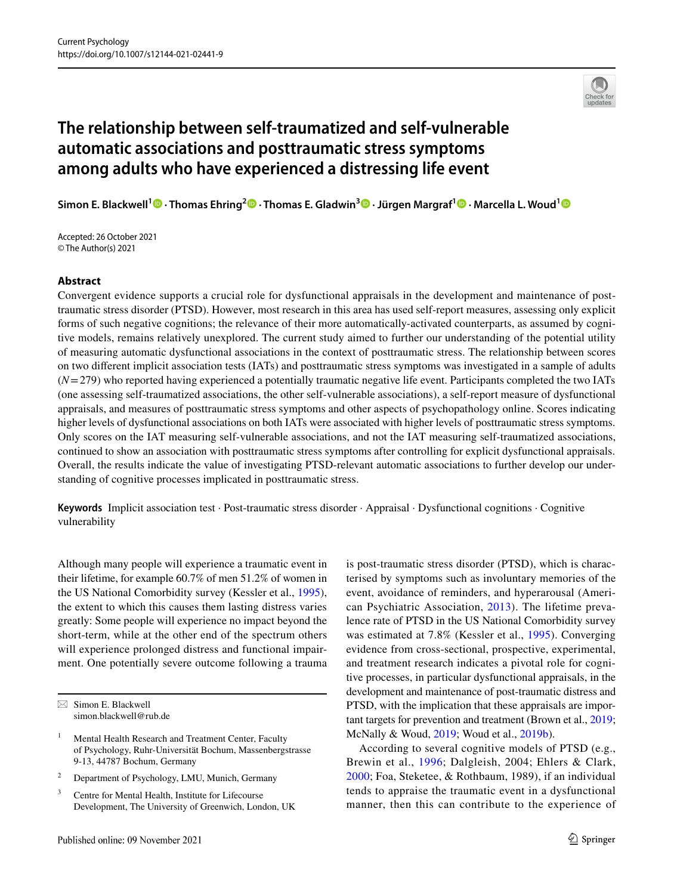# The relationship between self-traumatized and self-vulnerable automatic associations and posttraumatic stress symptoms among adults who have experienced a distressing life event

**Simon E. Blackwell**[1] · **Thomas Ehring**[2] · **Thomas E. Gladwin**[3] · **Jürgen Margraf**[1] · **Marcella L. Woud**[1]

Accepted: 26 October 2021
© The Author(s) 2021

## Abstract

Convergent evidence supports a crucial role for dysfunctional appraisals in the development and maintenance of posttraumatic stress disorder (PTSD). However, most research in this area has used self-report measures, assessing only explicit forms of such negative cognitions; the relevance of their more automatically-activated counterparts, as assumed by cognitive models, remains relatively unexplored. The current study aimed to further our understanding of the potential utility of measuring automatic dysfunctional associations in the context of posttraumatic stress. The relationship between scores on two different implicit association tests (IATs) and posttraumatic stress symptoms was investigated in a sample of adults ($N = 279$) who reported having experienced a potentially traumatic negative life event. Participants completed the two IATs (one assessing self-traumatized associations, the other self-vulnerable associations), a self-report measure of dysfunctional appraisals, and measures of posttraumatic stress symptoms and other aspects of psychopathology online. Scores indicating higher levels of dysfunctional associations on both IATs were associated with higher levels of posttraumatic stress symptoms. Only scores on the IAT measuring self-vulnerable associations, and not the IAT measuring self-traumatized associations, continued to show an association with posttraumatic stress symptoms after controlling for explicit dysfunctional appraisals. Overall, the results indicate the value of investigating PTSD-relevant automatic associations to further develop our understanding of cognitive processes implicated in posttraumatic stress.

**Keywords** Implicit association test · Post-traumatic stress disorder · Appraisal · Dysfunctional cognitions · Cognitive vulnerability

Although many people will experience a traumatic event in their lifetime, for example 60.7% of men 51.2% of women in the US National Comorbidity survey (Kessler et al., 1995), the extent to which this causes them lasting distress varies greatly: Some people will experience no impact beyond the short-term, while at the other end of the spectrum others will experience prolonged distress and functional impairment. One potentially severe outcome following a trauma is post-traumatic stress disorder (PTSD), which is characterised by symptoms such as involuntary memories of the event, avoidance of reminders, and hyperarousal (American Psychiatric Association, 2013). The lifetime prevalence rate of PTSD in the US National Comorbidity survey was estimated at 7.8% (Kessler et al., 1995). Converging evidence from cross-sectional, prospective, experimental, and treatment research indicates a pivotal role for cognitive processes, in particular dysfunctional appraisals, in the development and maintenance of post-traumatic distress and PTSD, with the implication that these appraisals are important targets for prevention and treatment (Brown et al., 2019; McNally & Woud, 2019; Woud et al., 2019b).

According to several cognitive models of PTSD (e.g., Brewin et al., 1996; Dalgleish, 2004; Ehlers & Clark, 2000; Foa, Steketee, & Rothbaum, 1989), if an individual tends to appraise the traumatic event in a dysfunctional manner, then this can contribute to the experience of

---

✉ Simon E. Blackwell
simon.blackwell@rub.de

[1] Mental Health Research and Treatment Center, Faculty of Psychology, Ruhr-Universität Bochum, Massenbergstrasse 9-13, 44787 Bochum, Germany

[2] Department of Psychology, LMU, Munich, Germany

[3] Centre for Mental Health, Institute for Lifecourse Development, The University of Greenwich, London, UK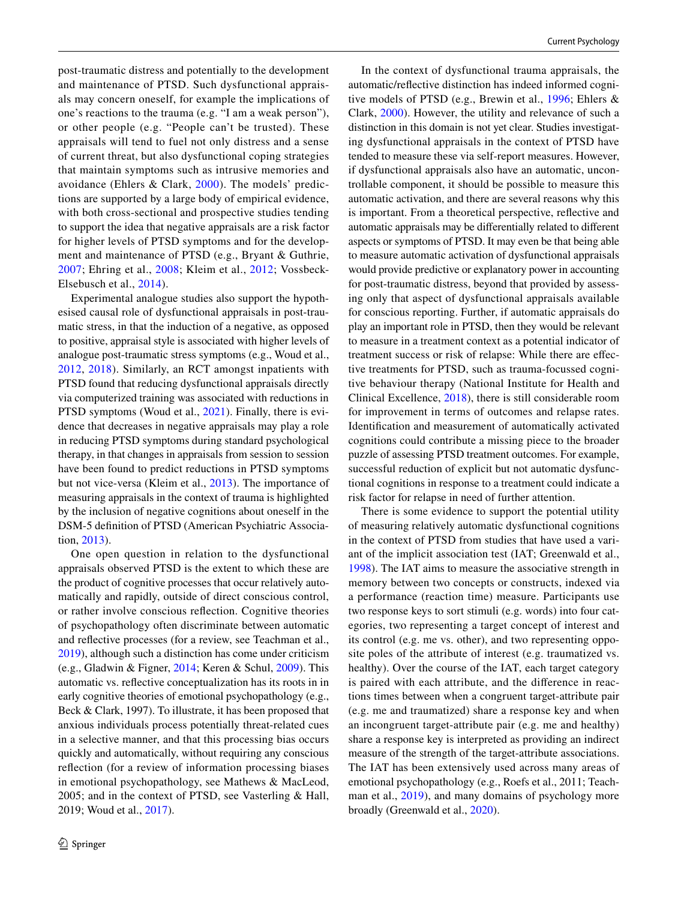post-traumatic distress and potentially to the development and maintenance of PTSD. Such dysfunctional appraisals may concern oneself, for example the implications of one's reactions to the trauma (e.g. "I am a weak person"), or other people (e.g. "People can't be trusted). These appraisals will tend to fuel not only distress and a sense of current threat, but also dysfunctional coping strategies that maintain symptoms such as intrusive memories and avoidance (Ehlers & Clark, 2000). The models' predictions are supported by a large body of empirical evidence, with both cross-sectional and prospective studies tending to support the idea that negative appraisals are a risk factor for higher levels of PTSD symptoms and for the development and maintenance of PTSD (e.g., Bryant & Guthrie, 2007; Ehring et al., 2008; Kleim et al., 2012; Vossbeck-Elsebusch et al., 2014).

Experimental analogue studies also support the hypothesised causal role of dysfunctional appraisals in post-traumatic stress, in that the induction of a negative, as opposed to positive, appraisal style is associated with higher levels of analogue post-traumatic stress symptoms (e.g., Woud et al., 2012, 2018). Similarly, an RCT amongst inpatients with PTSD found that reducing dysfunctional appraisals directly via computerized training was associated with reductions in PTSD symptoms (Woud et al., 2021). Finally, there is evidence that decreases in negative appraisals may play a role in reducing PTSD symptoms during standard psychological therapy, in that changes in appraisals from session to session have been found to predict reductions in PTSD symptoms but not vice-versa (Kleim et al., 2013). The importance of measuring appraisals in the context of trauma is highlighted by the inclusion of negative cognitions about oneself in the DSM-5 definition of PTSD (American Psychiatric Association, 2013).

One open question in relation to the dysfunctional appraisals observed PTSD is the extent to which these are the product of cognitive processes that occur relatively automatically and rapidly, outside of direct conscious control, or rather involve conscious reflection. Cognitive theories of psychopathology often discriminate between automatic and reflective processes (for a review, see Teachman et al., 2019), although such a distinction has come under criticism (e.g., Gladwin & Figner, 2014; Keren & Schul, 2009). This automatic vs. reflective conceptualization has its roots in in early cognitive theories of emotional psychopathology (e.g., Beck & Clark, 1997). To illustrate, it has been proposed that anxious individuals process potentially threat-related cues in a selective manner, and that this processing bias occurs quickly and automatically, without requiring any conscious reflection (for a review of information processing biases in emotional psychopathology, see Mathews & MacLeod, 2005; and in the context of PTSD, see Vasterling & Hall, 2019; Woud et al., 2017).

In the context of dysfunctional trauma appraisals, the automatic/reflective distinction has indeed informed cognitive models of PTSD (e.g., Brewin et al., 1996; Ehlers & Clark, 2000). However, the utility and relevance of such a distinction in this domain is not yet clear. Studies investigating dysfunctional appraisals in the context of PTSD have tended to measure these via self-report measures. However, if dysfunctional appraisals also have an automatic, uncontrollable component, it should be possible to measure this automatic activation, and there are several reasons why this is important. From a theoretical perspective, reflective and automatic appraisals may be differentially related to different aspects or symptoms of PTSD. It may even be that being able to measure automatic activation of dysfunctional appraisals would provide predictive or explanatory power in accounting for post-traumatic distress, beyond that provided by assessing only that aspect of dysfunctional appraisals available for conscious reporting. Further, if automatic appraisals do play an important role in PTSD, then they would be relevant to measure in a treatment context as a potential indicator of treatment success or risk of relapse: While there are effective treatments for PTSD, such as trauma-focussed cognitive behaviour therapy (National Institute for Health and Clinical Excellence, 2018), there is still considerable room for improvement in terms of outcomes and relapse rates. Identification and measurement of automatically activated cognitions could contribute a missing piece to the broader puzzle of assessing PTSD treatment outcomes. For example, successful reduction of explicit but not automatic dysfunctional cognitions in response to a treatment could indicate a risk factor for relapse in need of further attention.

There is some evidence to support the potential utility of measuring relatively automatic dysfunctional cognitions in the context of PTSD from studies that have used a variant of the implicit association test (IAT; Greenwald et al., 1998). The IAT aims to measure the associative strength in memory between two concepts or constructs, indexed via a performance (reaction time) measure. Participants use two response keys to sort stimuli (e.g. words) into four categories, two representing a target concept of interest and its control (e.g. me vs. other), and two representing opposite poles of the attribute of interest (e.g. traumatized vs. healthy). Over the course of the IAT, each target category is paired with each attribute, and the difference in reactions times between when a congruent target-attribute pair (e.g. me and traumatized) share a response key and when an incongruent target-attribute pair (e.g. me and healthy) share a response key is interpreted as providing an indirect measure of the strength of the target-attribute associations. The IAT has been extensively used across many areas of emotional psychopathology (e.g., Roefs et al., 2011; Teachman et al., 2019), and many domains of psychology more broadly (Greenwald et al., 2020).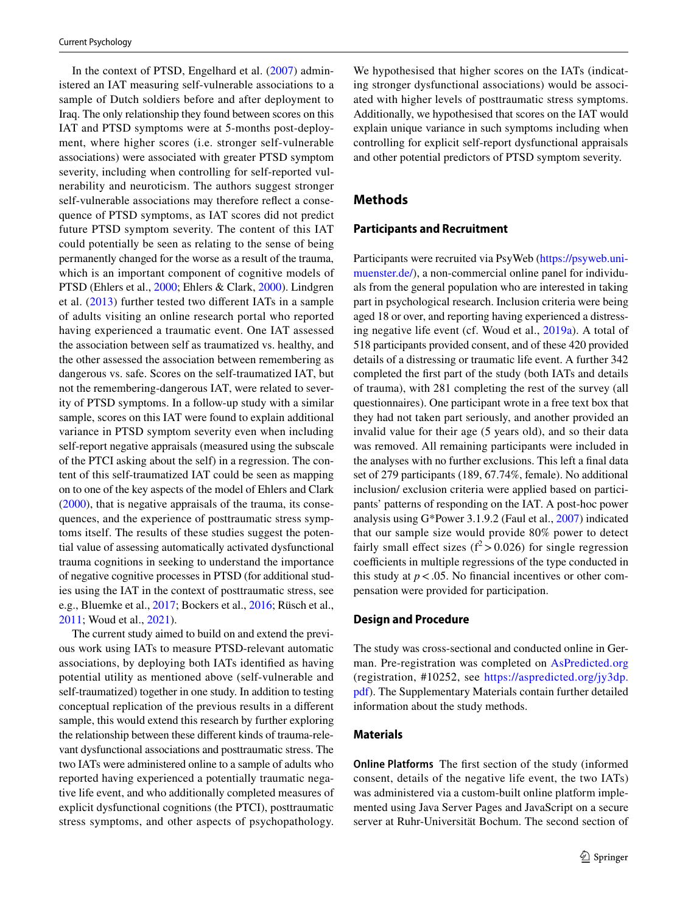In the context of PTSD, Engelhard et al. (2007) administered an IAT measuring self-vulnerable associations to a sample of Dutch soldiers before and after deployment to Iraq. The only relationship they found between scores on this IAT and PTSD symptoms were at 5-months post-deployment, where higher scores (i.e. stronger self-vulnerable associations) were associated with greater PTSD symptom severity, including when controlling for self-reported vulnerability and neuroticism. The authors suggest stronger self-vulnerable associations may therefore reflect a consequence of PTSD symptoms, as IAT scores did not predict future PTSD symptom severity. The content of this IAT could potentially be seen as relating to the sense of being permanently changed for the worse as a result of the trauma, which is an important component of cognitive models of PTSD (Ehlers et al., 2000; Ehlers & Clark, 2000). Lindgren et al. (2013) further tested two different IATs in a sample of adults visiting an online research portal who reported having experienced a traumatic event. One IAT assessed the association between self as traumatized vs. healthy, and the other assessed the association between remembering as dangerous vs. safe. Scores on the self-traumatized IAT, but not the remembering-dangerous IAT, were related to severity of PTSD symptoms. In a follow-up study with a similar sample, scores on this IAT were found to explain additional variance in PTSD symptom severity even when including self-report negative appraisals (measured using the subscale of the PTCI asking about the self) in a regression. The content of this self-traumatized IAT could be seen as mapping on to one of the key aspects of the model of Ehlers and Clark (2000), that is negative appraisals of the trauma, its consequences, and the experience of posttraumatic stress symptoms itself. The results of these studies suggest the potential value of assessing automatically activated dysfunctional trauma cognitions in seeking to understand the importance of negative cognitive processes in PTSD (for additional studies using the IAT in the context of posttraumatic stress, see e.g., Bluemke et al., 2017; Bockers et al., 2016; Rüsch et al., 2011; Woud et al., 2021).

The current study aimed to build on and extend the previous work using IATs to measure PTSD-relevant automatic associations, by deploying both IATs identified as having potential utility as mentioned above (self-vulnerable and self-traumatized) together in one study. In addition to testing conceptual replication of the previous results in a different sample, this would extend this research by further exploring the relationship between these different kinds of trauma-relevant dysfunctional associations and posttraumatic stress. The two IATs were administered online to a sample of adults who reported having experienced a potentially traumatic negative life event, and who additionally completed measures of explicit dysfunctional cognitions (the PTCI), posttraumatic stress symptoms, and other aspects of psychopathology. We hypothesised that higher scores on the IATs (indicating stronger dysfunctional associations) would be associated with higher levels of posttraumatic stress symptoms. Additionally, we hypothesised that scores on the IAT would explain unique variance in such symptoms including when controlling for explicit self-report dysfunctional appraisals and other potential predictors of PTSD symptom severity.

## Methods

### Participants and Recruitment

Participants were recruited via PsyWeb (https://psyweb.uni-muenster.de/), a non-commercial online panel for individuals from the general population who are interested in taking part in psychological research. Inclusion criteria were being aged 18 or over, and reporting having experienced a distressing negative life event (cf. Woud et al., 2019a). A total of 518 participants provided consent, and of these 420 provided details of a distressing or traumatic life event. A further 342 completed the first part of the study (both IATs and details of trauma), with 281 completing the rest of the survey (all questionnaires). One participant wrote in a free text box that they had not taken part seriously, and another provided an invalid value for their age (5 years old), and so their data was removed. All remaining participants were included in the analyses with no further exclusions. This left a final data set of 279 participants (189, 67.74%, female). No additional inclusion/ exclusion criteria were applied based on participants' patterns of responding on the IAT. A post-hoc power analysis using G*Power 3.1.9.2 (Faul et al., 2007) indicated that our sample size would provide 80% power to detect fairly small effect sizes ($f^2 > 0.026$) for single regression coefficients in multiple regressions of the type conducted in this study at $p < .05$. No financial incentives or other compensation were provided for participation.

### Design and Procedure

The study was cross-sectional and conducted online in German. Pre-registration was completed on AsPredicted.org (registration, #10252, see https://aspredicted.org/jy3dp.pdf). The Supplementary Materials contain further detailed information about the study methods.

### Materials

**Online Platforms** The first section of the study (informed consent, details of the negative life event, the two IATs) was administered via a custom-built online platform implemented using Java Server Pages and JavaScript on a secure server at Ruhr-Universität Bochum. The second section of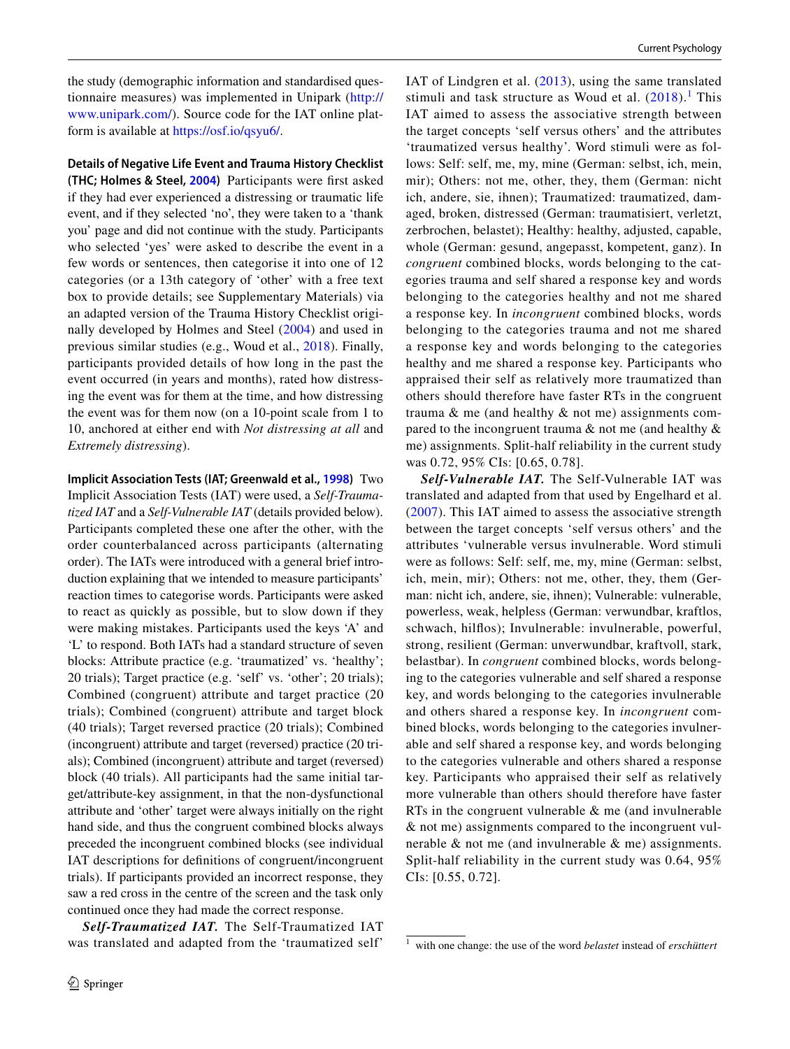the study (demographic information and standardised questionnaire measures) was implemented in Unipark (http://www.unipark.com/). Source code for the IAT online platform is available at https://osf.io/qsyu6/.

**Details of Negative Life Event and Trauma History Checklist (THC; Holmes & Steel, 2004)** Participants were first asked if they had ever experienced a distressing or traumatic life event, and if they selected 'no', they were taken to a 'thank you' page and did not continue with the study. Participants who selected 'yes' were asked to describe the event in a few words or sentences, then categorise it into one of 12 categories (or a 13th category of 'other' with a free text box to provide details; see Supplementary Materials) via an adapted version of the Trauma History Checklist originally developed by Holmes and Steel (2004) and used in previous similar studies (e.g., Woud et al., 2018). Finally, participants provided details of how long in the past the event occurred (in years and months), rated how distressing the event was for them at the time, and how distressing the event was for them now (on a 10-point scale from 1 to 10, anchored at either end with *Not distressing at all* and *Extremely distressing*).

**Implicit Association Tests (IAT; Greenwald et al., 1998)** Two Implicit Association Tests (IAT) were used, a *Self-Traumatized IAT* and a *Self-Vulnerable IAT* (details provided below). Participants completed these one after the other, with the order counterbalanced across participants (alternating order). The IATs were introduced with a general brief introduction explaining that we intended to measure participants' reaction times to categorise words. Participants were asked to react as quickly as possible, but to slow down if they were making mistakes. Participants used the keys 'A' and 'L' to respond. Both IATs had a standard structure of seven blocks: Attribute practice (e.g. 'traumatized' vs. 'healthy'; 20 trials); Target practice (e.g. 'self' vs. 'other'; 20 trials); Combined (congruent) attribute and target practice (20 trials); Combined (congruent) attribute and target block (40 trials); Target reversed practice (20 trials); Combined (incongruent) attribute and target (reversed) practice (20 trials); Combined (incongruent) attribute and target (reversed) block (40 trials). All participants had the same initial target/attribute-key assignment, in that the non-dysfunctional attribute and 'other' target were always initially on the right hand side, and thus the congruent combined blocks always preceded the incongruent combined blocks (see individual IAT descriptions for definitions of congruent/incongruent trials). If participants provided an incorrect response, they saw a red cross in the centre of the screen and the task only continued once they had made the correct response.

***Self-Traumatized IAT.*** The Self-Traumatized IAT was translated and adapted from the 'traumatized self' IAT of Lindgren et al. (2013), using the same translated stimuli and task structure as Woud et al. (2018).[1] This IAT aimed to assess the associative strength between the target concepts 'self versus others' and the attributes 'traumatized versus healthy'. Word stimuli were as follows: Self: self, me, my, mine (German: selbst, ich, mein, mir); Others: not me, other, they, them (German: nicht ich, andere, sie, ihnen); Traumatized: traumatized, damaged, broken, distressed (German: traumatisiert, verletzt, zerbrochen, belastet); Healthy: healthy, adjusted, capable, whole (German: gesund, angepasst, kompetent, ganz). In *congruent* combined blocks, words belonging to the categories trauma and self shared a response key and words belonging to the categories healthy and not me shared a response key. In *incongruent* combined blocks, words belonging to the categories trauma and not me shared a response key and words belonging to the categories healthy and me shared a response key. Participants who appraised their self as relatively more traumatized than others should therefore have faster RTs in the congruent trauma & me (and healthy & not me) assignments compared to the incongruent trauma & not me (and healthy & me) assignments. Split-half reliability in the current study was 0.72, 95% CIs: [0.65, 0.78].

***Self-Vulnerable IAT.*** The Self-Vulnerable IAT was translated and adapted from that used by Engelhard et al. (2007). This IAT aimed to assess the associative strength between the target concepts 'self versus others' and the attributes 'vulnerable versus invulnerable. Word stimuli were as follows: Self: self, me, my, mine (German: selbst, ich, mein, mir); Others: not me, other, they, them (German: nicht ich, andere, sie, ihnen); Vulnerable: vulnerable, powerless, weak, helpless (German: verwundbar, kraftlos, schwach, hilflos); Invulnerable: invulnerable, powerful, strong, resilient (German: unverwundbar, kraftvoll, stark, belastbar). In *congruent* combined blocks, words belonging to the categories vulnerable and self shared a response key, and words belonging to the categories invulnerable and others shared a response key. In *incongruent* combined blocks, words belonging to the categories invulnerable and self shared a response key, and words belonging to the categories vulnerable and others shared a response key. Participants who appraised their self as relatively more vulnerable than others should therefore have faster RTs in the congruent vulnerable & me (and invulnerable & not me) assignments compared to the incongruent vulnerable & not me (and invulnerable & me) assignments. Split-half reliability in the current study was 0.64, 95% CIs: [0.55, 0.72].

[1] with one change: the use of the word *belastet* instead of *erschüttert*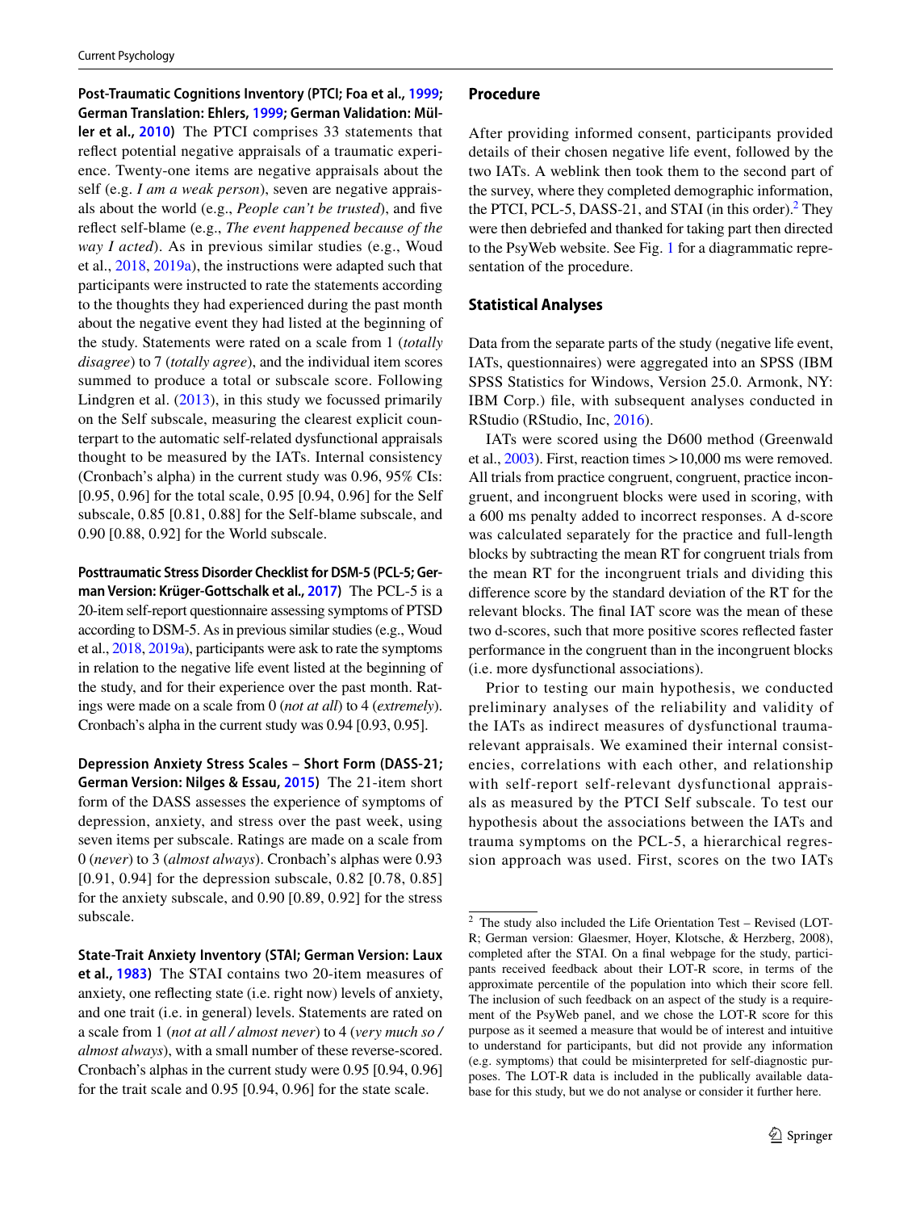**Post-Traumatic Cognitions Inventory (PTCI; Foa et al., 1999; German Translation: Ehlers, 1999; German Validation: Müller et al., 2010)** The PTCI comprises 33 statements that reflect potential negative appraisals of a traumatic experience. Twenty-one items are negative appraisals about the self (e.g. *I am a weak person*), seven are negative appraisals about the world (e.g., *People can't be trusted*), and five reflect self-blame (e.g., *The event happened because of the way I acted*). As in previous similar studies (e.g., Woud et al., 2018, 2019a), the instructions were adapted such that participants were instructed to rate the statements according to the thoughts they had experienced during the past month about the negative event they had listed at the beginning of the study. Statements were rated on a scale from 1 (*totally disagree*) to 7 (*totally agree*), and the individual item scores summed to produce a total or subscale score. Following Lindgren et al. (2013), in this study we focussed primarily on the Self subscale, measuring the clearest explicit counterpart to the automatic self-related dysfunctional appraisals thought to be measured by the IATs. Internal consistency (Cronbach's alpha) in the current study was 0.96, 95% CIs: [0.95, 0.96] for the total scale, 0.95 [0.94, 0.96] for the Self subscale, 0.85 [0.81, 0.88] for the Self-blame subscale, and 0.90 [0.88, 0.92] for the World subscale.

**Posttraumatic Stress Disorder Checklist for DSM-5 (PCL-5; German Version: Krüger-Gottschalk et al., 2017)** The PCL-5 is a 20-item self-report questionnaire assessing symptoms of PTSD according to DSM-5. As in previous similar studies (e.g., Woud et al., 2018, 2019a), participants were ask to rate the symptoms in relation to the negative life event listed at the beginning of the study, and for their experience over the past month. Ratings were made on a scale from 0 (*not at all*) to 4 (*extremely*). Cronbach's alpha in the current study was 0.94 [0.93, 0.95].

**Depression Anxiety Stress Scales – Short Form (DASS-21; German Version: Nilges & Essau, 2015)** The 21-item short form of the DASS assesses the experience of symptoms of depression, anxiety, and stress over the past week, using seven items per subscale. Ratings are made on a scale from 0 (*never*) to 3 (*almost always*). Cronbach's alphas were 0.93 [0.91, 0.94] for the depression subscale, 0.82 [0.78, 0.85] for the anxiety subscale, and 0.90 [0.89, 0.92] for the stress subscale.

**State-Trait Anxiety Inventory (STAI; German Version: Laux et al., 1983)** The STAI contains two 20-item measures of anxiety, one reflecting state (i.e. right now) levels of anxiety, and one trait (i.e. in general) levels. Statements are rated on a scale from 1 (*not at all / almost never*) to 4 (*very much so / almost always*), with a small number of these reverse-scored. Cronbach's alphas in the current study were 0.95 [0.94, 0.96] for the trait scale and 0.95 [0.94, 0.96] for the state scale.

## Procedure

After providing informed consent, participants provided details of their chosen negative life event, followed by the two IATs. A weblink then took them to the second part of the survey, where they completed demographic information, the PTCI, PCL-5, DASS-21, and STAI (in this order).[2] They were then debriefed and thanked for taking part then directed to the PsyWeb website. See Fig. 1 for a diagrammatic representation of the procedure.

## Statistical Analyses

Data from the separate parts of the study (negative life event, IATs, questionnaires) were aggregated into an SPSS (IBM SPSS Statistics for Windows, Version 25.0. Armonk, NY: IBM Corp.) file, with subsequent analyses conducted in RStudio (RStudio, Inc, 2016).

IATs were scored using the D600 method (Greenwald et al., 2003). First, reaction times >10,000 ms were removed. All trials from practice congruent, congruent, practice incongruent, and incongruent blocks were used in scoring, with a 600 ms penalty added to incorrect responses. A d-score was calculated separately for the practice and full-length blocks by subtracting the mean RT for congruent trials from the mean RT for the incongruent trials and dividing this difference score by the standard deviation of the RT for the relevant blocks. The final IAT score was the mean of these two d-scores, such that more positive scores reflected faster performance in the congruent than in the incongruent blocks (i.e. more dysfunctional associations).

Prior to testing our main hypothesis, we conducted preliminary analyses of the reliability and validity of the IATs as indirect measures of dysfunctional trauma-relevant appraisals. We examined their internal consistencies, correlations with each other, and relationship with self-report self-relevant dysfunctional appraisals as measured by the PTCI Self subscale. To test our hypothesis about the associations between the IATs and trauma symptoms on the PCL-5, a hierarchical regression approach was used. First, scores on the two IATs

---

[2] The study also included the Life Orientation Test – Revised (LOT-R; German version: Glaesmer, Hoyer, Klotsche, & Herzberg, 2008), completed after the STAI. On a final webpage for the study, participants received feedback about their LOT-R score, in terms of the approximate percentile of the population into which their score fell. The inclusion of such feedback on an aspect of the study is a requirement of the PsyWeb panel, and we chose the LOT-R score for this purpose as it seemed a measure that would be of interest and intuitive to understand for participants, but did not provide any information (e.g. symptoms) that could be misinterpreted for self-diagnostic purposes. The LOT-R data is included in the publically available database for this study, but we do not analyse or consider it further here.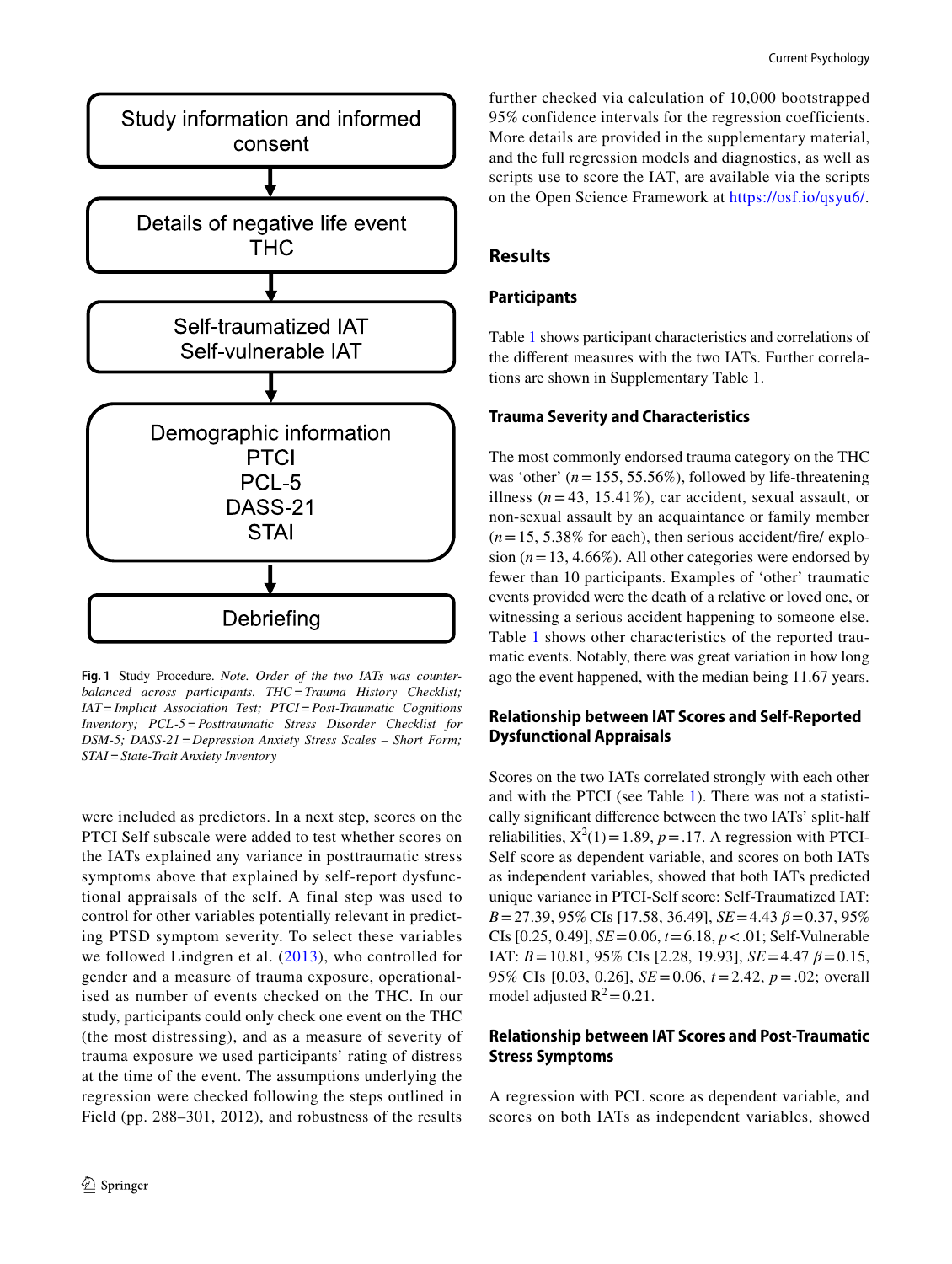Study information and informed consent

↓

Details of negative life event
THC

↓

Self-traumatized IAT
Self-vulnerable IAT

↓

Demographic information
PTCI
PCL-5
DASS-21
STAI

↓

Debriefing

**Fig. 1** Study Procedure. *Note. Order of the two IATs was counter-balanced across participants. THC = Trauma History Checklist; IAT = Implicit Association Test; PTCI = Post-Traumatic Cognitions Inventory; PCL-5 = Posttraumatic Stress Disorder Checklist for DSM-5; DASS-21 = Depression Anxiety Stress Scales – Short Form; STAI = State-Trait Anxiety Inventory*

were included as predictors. In a next step, scores on the PTCI Self subscale were added to test whether scores on the IATs explained any variance in posttraumatic stress symptoms above that explained by self-report dysfunctional appraisals of the self. A final step was used to control for other variables potentially relevant in predicting PTSD symptom severity. To select these variables we followed Lindgren et al. (2013), who controlled for gender and a measure of trauma exposure, operationalised as number of events checked on the THC. In our study, participants could only check one event on the THC (the most distressing), and as a measure of severity of trauma exposure we used participants' rating of distress at the time of the event. The assumptions underlying the regression were checked following the steps outlined in Field (pp. 288–301, 2012), and robustness of the results further checked via calculation of 10,000 bootstrapped 95% confidence intervals for the regression coefficients. More details are provided in the supplementary material, and the full regression models and diagnostics, as well as scripts use to score the IAT, are available via the scripts on the Open Science Framework at https://osf.io/qsyu6/.

## Results

### Participants

Table 1 shows participant characteristics and correlations of the different measures with the two IATs. Further correlations are shown in Supplementary Table 1.

### Trauma Severity and Characteristics

The most commonly endorsed trauma category on the THC was 'other' ($n = 155$, 55.56%), followed by life-threatening illness ($n = 43$, 15.41%), car accident, sexual assault, or non-sexual assault by an acquaintance or family member ($n = 15$, 5.38% for each), then serious accident/fire/ explosion ($n = 13$, 4.66%). All other categories were endorsed by fewer than 10 participants. Examples of 'other' traumatic events provided were the death of a relative or loved one, or witnessing a serious accident happening to someone else. Table 1 shows other characteristics of the reported traumatic events. Notably, there was great variation in how long ago the event happened, with the median being 11.67 years.

### Relationship between IAT Scores and Self-Reported Dysfunctional Appraisals

Scores on the two IATs correlated strongly with each other and with the PTCI (see Table 1). There was not a statistically significant difference between the two IATs' split-half reliabilities, $X^2(1) = 1.89$, $p = .17$. A regression with PTCI-Self score as dependent variable, and scores on both IATs as independent variables, showed that both IATs predicted unique variance in PTCI-Self score: Self-Traumatized IAT: $B = 27.39$, 95% CIs [17.58, 36.49], $SE = 4.43$ $\beta = 0.37$, 95% CIs [0.25, 0.49], $SE = 0.06$, $t = 6.18$, $p < .01$; Self-Vulnerable IAT: $B = 10.81$, 95% CIs [2.28, 19.93], $SE = 4.47$ $\beta = 0.15$, 95% CIs [0.03, 0.26], $SE = 0.06$, $t = 2.42$, $p = .02$; overall model adjusted $R^2 = 0.21$.

### Relationship between IAT Scores and Post-Traumatic Stress Symptoms

A regression with PCL score as dependent variable, and scores on both IATs as independent variables, showed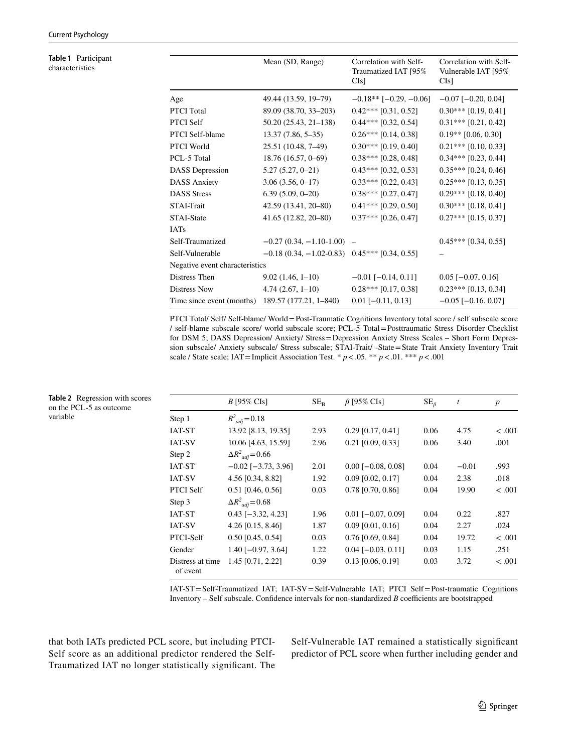**Table 1** Participant characteristics

| | Mean (SD, Range) | Correlation with Self-Traumatized IAT [95% CIs] | Correlation with Self-Vulnerable IAT [95% CIs] |
|---|---|---|---|
| Age | 49.44 (13.59, 19–79) | −0.18** [−0.29, −0.06] | −0.07 [−0.20, 0.04] |
| PTCI Total | 89.09 (38.70, 33–203) | 0.42*** [0.31, 0.52] | 0.30*** [0.19, 0.41] |
| PTCI Self | 50.20 (25.43, 21–138) | 0.44*** [0.32, 0.54] | 0.31*** [0.21, 0.42] |
| PTCI Self-blame | 13.37 (7.86, 5–35) | 0.26*** [0.14, 0.38] | 0.19** [0.06, 0.30] |
| PTCI World | 25.51 (10.48, 7–49) | 0.30*** [0.19, 0.40] | 0.21*** [0.10, 0.33] |
| PCL-5 Total | 18.76 (16.57, 0–69) | 0.38*** [0.28, 0.48] | 0.34*** [0.23, 0.44] |
| DASS Depression | 5.27 (5.27, 0–21) | 0.43*** [0.32, 0.53] | 0.35*** [0.24, 0.46] |
| DASS Anxiety | 3.06 (3.56, 0–17) | 0.33*** [0.22, 0.43] | 0.25*** [0.13, 0.35] |
| DASS Stress | 6.39 (5.09, 0–20) | 0.38*** [0.27, 0.47] | 0.29*** [0.18, 0.40] |
| STAI-Trait | 42.59 (13.41, 20–80) | 0.41*** [0.29, 0.50] | 0.30*** [0.18, 0.41] |
| STAI-State | 41.65 (12.82, 20–80) | 0.37*** [0.26, 0.47] | 0.27*** [0.15, 0.37] |
| IATs | | | |
| Self-Traumatized | −0.27 (0.34, −1.10-1.00) | – | 0.45*** [0.34, 0.55] |
| Self-Vulnerable | −0.18 (0.34, −1.02-0.83) | 0.45*** [0.34, 0.55] | – |
| Negative event characteristics | | | |
| Distress Then | 9.02 (1.46, 1–10) | −0.01 [−0.14, 0.11] | 0.05 [−0.07, 0.16] |
| Distress Now | 4.74 (2.67, 1–10) | 0.28*** [0.17, 0.38] | 0.23*** [0.13, 0.34] |
| Time since event (months) | 189.57 (177.21, 1–840) | 0.01 [−0.11, 0.13] | −0.05 [−0.16, 0.07] |

PTCI Total/ Self/ Self-blame/ World = Post-Traumatic Cognitions Inventory total score / self subscale score / self-blame subscale score/ world subscale score; PCL-5 Total = Posttraumatic Stress Disorder Checklist for DSM 5; DASS Depression/ Anxiety/ Stress = Depression Anxiety Stress Scales – Short Form Depression subscale/ Anxiety subscale/ Stress subscale; STAI-Trait/ -State = State Trait Anxiety Inventory Trait scale / State scale; IAT = Implicit Association Test. * $p < .05$. ** $p < .01$. *** $p < .001$

**Table 2** Regression with scores on the PCL-5 as outcome variable

| | *B* [95% CIs] | $SE_B$ | *β* [95% CIs] | $SE_\beta$ | *t* | *p* |
|---|---|---|---|---|---|---|
| Step 1 | $R^2_{adj} = 0.18$ | | | | | |
| IAT-ST | 13.92 [8.13, 19.35] | 2.93 | 0.29 [0.17, 0.41] | 0.06 | 4.75 | < .001 |
| IAT-SV | 10.06 [4.63, 15.59] | 2.96 | 0.21 [0.09, 0.33] | 0.06 | 3.40 | .001 |
| Step 2 | $\Delta R^2_{adj} = 0.66$ | | | | | |
| IAT-ST | −0.02 [−3.73, 3.96] | 2.01 | 0.00 [−0.08, 0.08] | 0.04 | −0.01 | .993 |
| IAT-SV | 4.56 [0.34, 8.82] | 1.92 | 0.09 [0.02, 0.17] | 0.04 | 2.38 | .018 |
| PTCI Self | 0.51 [0.46, 0.56] | 0.03 | 0.78 [0.70, 0.86] | 0.04 | 19.90 | < .001 |
| Step 3 | $\Delta R^2_{adj} = 0.68$ | | | | | |
| IAT-ST | 0.43 [−3.32, 4.23] | 1.96 | 0.01 [−0.07, 0.09] | 0.04 | 0.22 | .827 |
| IAT-SV | 4.26 [0.15, 8.46] | 1.87 | 0.09 [0.01, 0.16] | 0.04 | 2.27 | .024 |
| PTCI-Self | 0.50 [0.45, 0.54] | 0.03 | 0.76 [0.69, 0.84] | 0.04 | 19.72 | < .001 |
| Gender | 1.40 [−0.97, 3.64] | 1.22 | 0.04 [−0.03, 0.11] | 0.03 | 1.15 | .251 |
| Distress at time of event | 1.45 [0.71, 2.22] | 0.39 | 0.13 [0.06, 0.19] | 0.03 | 3.72 | < .001 |

IAT-ST = Self-Traumatized IAT; IAT-SV = Self-Vulnerable IAT; PTCI Self = Post-traumatic Cognitions Inventory – Self subscale. Confidence intervals for non-standardized *B* coefficients are bootstrapped

that both IATs predicted PCL score, but including PTCI-Self score as an additional predictor rendered the Self-Traumatized IAT no longer statistically significant. The Self-Vulnerable IAT remained a statistically significant predictor of PCL score when further including gender and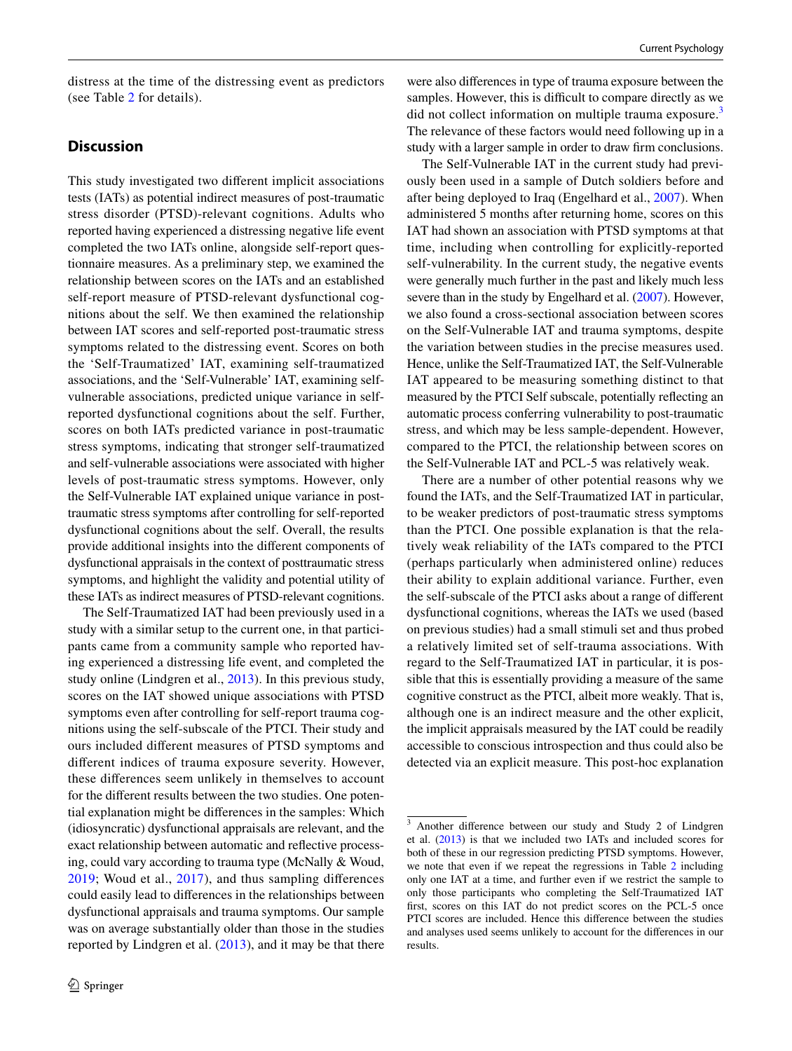distress at the time of the distressing event as predictors (see Table 2 for details).

## Discussion

This study investigated two different implicit associations tests (IATs) as potential indirect measures of post-traumatic stress disorder (PTSD)-relevant cognitions. Adults who reported having experienced a distressing negative life event completed the two IATs online, alongside self-report questionnaire measures. As a preliminary step, we examined the relationship between scores on the IATs and an established self-report measure of PTSD-relevant dysfunctional cognitions about the self. We then examined the relationship between IAT scores and self-reported post-traumatic stress symptoms related to the distressing event. Scores on both the 'Self-Traumatized' IAT, examining self-traumatized associations, and the 'Self-Vulnerable' IAT, examining self-vulnerable associations, predicted unique variance in self-reported dysfunctional cognitions about the self. Further, scores on both IATs predicted variance in post-traumatic stress symptoms, indicating that stronger self-traumatized and self-vulnerable associations were associated with higher levels of post-traumatic stress symptoms. However, only the Self-Vulnerable IAT explained unique variance in post-traumatic stress symptoms after controlling for self-reported dysfunctional cognitions about the self. Overall, the results provide additional insights into the different components of dysfunctional appraisals in the context of posttraumatic stress symptoms, and highlight the validity and potential utility of these IATs as indirect measures of PTSD-relevant cognitions.

The Self-Traumatized IAT had been previously used in a study with a similar setup to the current one, in that participants came from a community sample who reported having experienced a distressing life event, and completed the study online (Lindgren et al., 2013). In this previous study, scores on the IAT showed unique associations with PTSD symptoms even after controlling for self-report trauma cognitions using the self-subscale of the PTCI. Their study and ours included different measures of PTSD symptoms and different indices of trauma exposure severity. However, these differences seem unlikely in themselves to account for the different results between the two studies. One potential explanation might be differences in the samples: Which (idiosyncratic) dysfunctional appraisals are relevant, and the exact relationship between automatic and reflective processing, could vary according to trauma type (McNally & Woud, 2019; Woud et al., 2017), and thus sampling differences could easily lead to differences in the relationships between dysfunctional appraisals and trauma symptoms. Our sample was on average substantially older than those in the studies reported by Lindgren et al. (2013), and it may be that there were also differences in type of trauma exposure between the samples. However, this is difficult to compare directly as we did not collect information on multiple trauma exposure.[3] The relevance of these factors would need following up in a study with a larger sample in order to draw firm conclusions.

The Self-Vulnerable IAT in the current study had previously been used in a sample of Dutch soldiers before and after being deployed to Iraq (Engelhard et al., 2007). When administered 5 months after returning home, scores on this IAT had shown an association with PTSD symptoms at that time, including when controlling for explicitly-reported self-vulnerability. In the current study, the negative events were generally much further in the past and likely much less severe than in the study by Engelhard et al. (2007). However, we also found a cross-sectional association between scores on the Self-Vulnerable IAT and trauma symptoms, despite the variation between studies in the precise measures used. Hence, unlike the Self-Traumatized IAT, the Self-Vulnerable IAT appeared to be measuring something distinct to that measured by the PTCI Self subscale, potentially reflecting an automatic process conferring vulnerability to post-traumatic stress, and which may be less sample-dependent. However, compared to the PTCI, the relationship between scores on the Self-Vulnerable IAT and PCL-5 was relatively weak.

There are a number of other potential reasons why we found the IATs, and the Self-Traumatized IAT in particular, to be weaker predictors of post-traumatic stress symptoms than the PTCI. One possible explanation is that the relatively weak reliability of the IATs compared to the PTCI (perhaps particularly when administered online) reduces their ability to explain additional variance. Further, even the self-subscale of the PTCI asks about a range of different dysfunctional cognitions, whereas the IATs we used (based on previous studies) had a small stimuli set and thus probed a relatively limited set of self-trauma associations. With regard to the Self-Traumatized IAT in particular, it is possible that this is essentially providing a measure of the same cognitive construct as the PTCI, albeit more weakly. That is, although one is an indirect measure and the other explicit, the implicit appraisals measured by the IAT could be readily accessible to conscious introspection and thus could also be detected via an explicit measure. This post-hoc explanation

---

[3] Another difference between our study and Study 2 of Lindgren et al. (2013) is that we included two IATs and included scores for both of these in our regression predicting PTSD symptoms. However, we note that even if we repeat the regressions in Table 2 including only one IAT at a time, and further even if we restrict the sample to only those participants who completing the Self-Traumatized IAT first, scores on this IAT do not predict scores on the PCL-5 once PTCI scores are included. Hence this difference between the studies and analyses used seems unlikely to account for the differences in our results.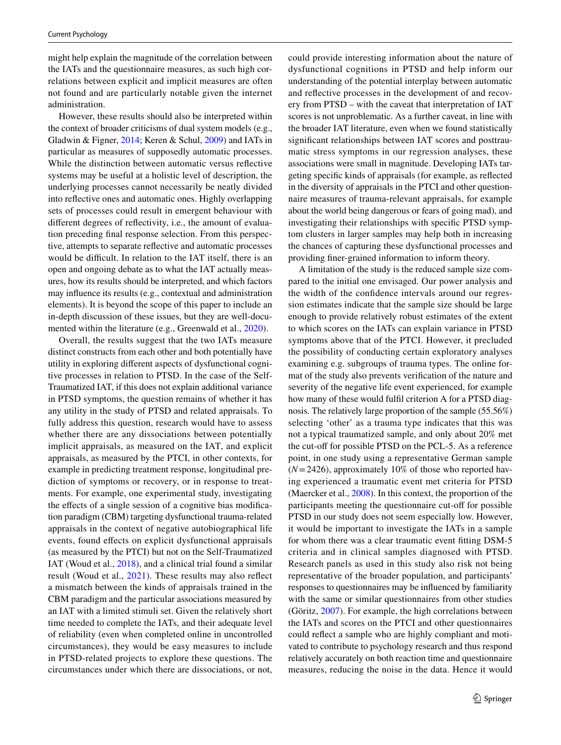might help explain the magnitude of the correlation between the IATs and the questionnaire measures, as such high correlations between explicit and implicit measures are often not found and are particularly notable given the internet administration.

However, these results should also be interpreted within the context of broader criticisms of dual system models (e.g., Gladwin & Figner, 2014; Keren & Schul, 2009) and IATs in particular as measures of supposedly automatic processes. While the distinction between automatic versus reflective systems may be useful at a holistic level of description, the underlying processes cannot necessarily be neatly divided into reflective ones and automatic ones. Highly overlapping sets of processes could result in emergent behaviour with different degrees of reflectivity, i.e., the amount of evaluation preceding final response selection. From this perspective, attempts to separate reflective and automatic processes would be difficult. In relation to the IAT itself, there is an open and ongoing debate as to what the IAT actually measures, how its results should be interpreted, and which factors may influence its results (e.g., contextual and administration elements). It is beyond the scope of this paper to include an in-depth discussion of these issues, but they are well-documented within the literature (e.g., Greenwald et al., 2020).

Overall, the results suggest that the two IATs measure distinct constructs from each other and both potentially have utility in exploring different aspects of dysfunctional cognitive processes in relation to PTSD. In the case of the Self-Traumatized IAT, if this does not explain additional variance in PTSD symptoms, the question remains of whether it has any utility in the study of PTSD and related appraisals. To fully address this question, research would have to assess whether there are any dissociations between potentially implicit appraisals, as measured on the IAT, and explicit appraisals, as measured by the PTCI, in other contexts, for example in predicting treatment response, longitudinal prediction of symptoms or recovery, or in response to treatments. For example, one experimental study, investigating the effects of a single session of a cognitive bias modification paradigm (CBM) targeting dysfunctional trauma-related appraisals in the context of negative autobiographical life events, found effects on explicit dysfunctional appraisals (as measured by the PTCI) but not on the Self-Traumatized IAT (Woud et al., 2018), and a clinical trial found a similar result (Woud et al., 2021). These results may also reflect a mismatch between the kinds of appraisals trained in the CBM paradigm and the particular associations measured by an IAT with a limited stimuli set. Given the relatively short time needed to complete the IATs, and their adequate level of reliability (even when completed online in uncontrolled circumstances), they would be easy measures to include in PTSD-related projects to explore these questions. The circumstances under which there are dissociations, or not, could provide interesting information about the nature of dysfunctional cognitions in PTSD and help inform our understanding of the potential interplay between automatic and reflective processes in the development of and recovery from PTSD – with the caveat that interpretation of IAT scores is not unproblematic. As a further caveat, in line with the broader IAT literature, even when we found statistically significant relationships between IAT scores and posttraumatic stress symptoms in our regression analyses, these associations were small in magnitude. Developing IATs targeting specific kinds of appraisals (for example, as reflected in the diversity of appraisals in the PTCI and other questionnaire measures of trauma-relevant appraisals, for example about the world being dangerous or fears of going mad), and investigating their relationships with specific PTSD symptom clusters in larger samples may help both in increasing the chances of capturing these dysfunctional processes and providing finer-grained information to inform theory.

A limitation of the study is the reduced sample size compared to the initial one envisaged. Our power analysis and the width of the confidence intervals around our regression estimates indicate that the sample size should be large enough to provide relatively robust estimates of the extent to which scores on the IATs can explain variance in PTSD symptoms above that of the PTCI. However, it precluded the possibility of conducting certain exploratory analyses examining e.g. subgroups of trauma types. The online format of the study also prevents verification of the nature and severity of the negative life event experienced, for example how many of these would fulfil criterion A for a PTSD diagnosis. The relatively large proportion of the sample (55.56%) selecting 'other' as a trauma type indicates that this was not a typical traumatized sample, and only about 20% met the cut-off for possible PTSD on the PCL-5. As a reference point, in one study using a representative German sample ($N = 2426$), approximately 10% of those who reported having experienced a traumatic event met criteria for PTSD (Maercker et al., 2008). In this context, the proportion of the participants meeting the questionnaire cut-off for possible PTSD in our study does not seem especially low. However, it would be important to investigate the IATs in a sample for whom there was a clear traumatic event fitting DSM-5 criteria and in clinical samples diagnosed with PTSD. Research panels as used in this study also risk not being representative of the broader population, and participants' responses to questionnaires may be influenced by familiarity with the same or similar questionnaires from other studies (Göritz, 2007). For example, the high correlations between the IATs and scores on the PTCI and other questionnaires could reflect a sample who are highly compliant and motivated to contribute to psychology research and thus respond relatively accurately on both reaction time and questionnaire measures, reducing the noise in the data. Hence it would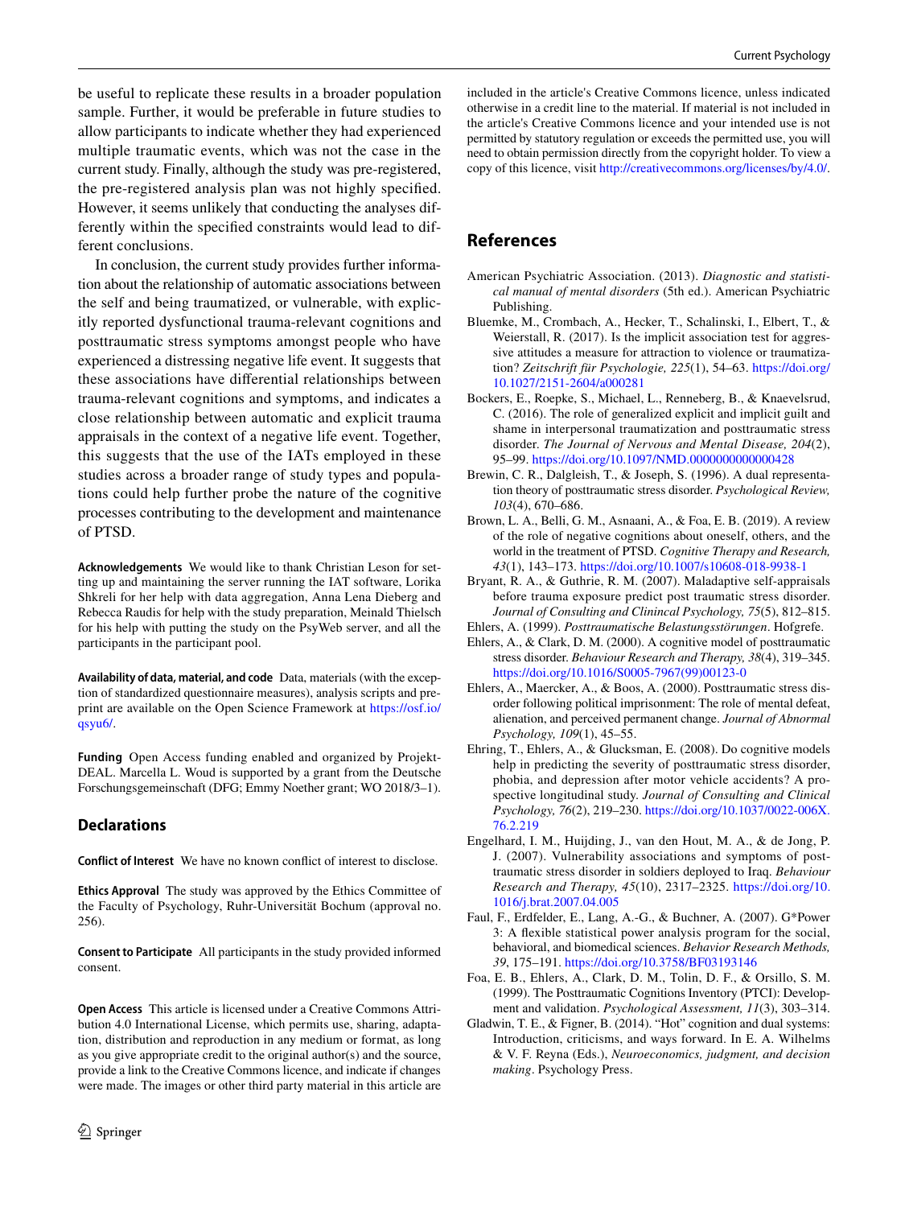be useful to replicate these results in a broader population sample. Further, it would be preferable in future studies to allow participants to indicate whether they had experienced multiple traumatic events, which was not the case in the current study. Finally, although the study was pre-registered, the pre-registered analysis plan was not highly specified. However, it seems unlikely that conducting the analyses differently within the specified constraints would lead to different conclusions.

In conclusion, the current study provides further information about the relationship of automatic associations between the self and being traumatized, or vulnerable, with explicitly reported dysfunctional trauma-relevant cognitions and posttraumatic stress symptoms amongst people who have experienced a distressing negative life event. It suggests that these associations have differential relationships between trauma-relevant cognitions and symptoms, and indicates a close relationship between automatic and explicit trauma appraisals in the context of a negative life event. Together, this suggests that the use of the IATs employed in these studies across a broader range of study types and populations could help further probe the nature of the cognitive processes contributing to the development and maintenance of PTSD.

**Acknowledgements** We would like to thank Christian Leson for setting up and maintaining the server running the IAT software, Lorika Shkreli for her help with data aggregation, Anna Lena Dieberg and Rebecca Raudis for help with the study preparation, Meinald Thielsch for his help with putting the study on the PsyWeb server, and all the participants in the participant pool.

**Availability of data, material, and code** Data, materials (with the exception of standardized questionnaire measures), analysis scripts and preprint are available on the Open Science Framework at https://osf.io/qsyu6/.

**Funding** Open Access funding enabled and organized by Projekt-DEAL. Marcella L. Woud is supported by a grant from the Deutsche Forschungsgemeinschaft (DFG; Emmy Noether grant; WO 2018/3–1).

## Declarations

**Conflict of Interest** We have no known conflict of interest to disclose.

**Ethics Approval** The study was approved by the Ethics Committee of the Faculty of Psychology, Ruhr-Universität Bochum (approval no. 256).

**Consent to Participate** All participants in the study provided informed consent.

**Open Access** This article is licensed under a Creative Commons Attribution 4.0 International License, which permits use, sharing, adaptation, distribution and reproduction in any medium or format, as long as you give appropriate credit to the original author(s) and the source, provide a link to the Creative Commons licence, and indicate if changes were made. The images or other third party material in this article are included in the article's Creative Commons licence, unless indicated otherwise in a credit line to the material. If material is not included in the article's Creative Commons licence and your intended use is not permitted by statutory regulation or exceeds the permitted use, you will need to obtain permission directly from the copyright holder. To view a copy of this licence, visit http://creativecommons.org/licenses/by/4.0/.

## References

American Psychiatric Association. (2013). *Diagnostic and statistical manual of mental disorders* (5th ed.). American Psychiatric Publishing.

Bluemke, M., Crombach, A., Hecker, T., Schalinski, I., Elbert, T., & Weierstall, R. (2017). Is the implicit association test for aggressive attitudes a measure for attraction to violence or traumatization? *Zeitschrift für Psychologie, 225*(1), 54–63. https://doi.org/10.1027/2151-2604/a000281

Bockers, E., Roepke, S., Michael, L., Renneberg, B., & Knaevelsrud, C. (2016). The role of generalized explicit and implicit guilt and shame in interpersonal traumatization and posttraumatic stress disorder. *The Journal of Nervous and Mental Disease, 204*(2), 95–99. https://doi.org/10.1097/NMD.0000000000000428

Brewin, C. R., Dalgleish, T., & Joseph, S. (1996). A dual representation theory of posttraumatic stress disorder. *Psychological Review, 103*(4), 670–686.

Brown, L. A., Belli, G. M., Asnaani, A., & Foa, E. B. (2019). A review of the role of negative cognitions about oneself, others, and the world in the treatment of PTSD. *Cognitive Therapy and Research, 43*(1), 143–173. https://doi.org/10.1007/s10608-018-9938-1

Bryant, R. A., & Guthrie, R. M. (2007). Maladaptive self-appraisals before trauma exposure predict post traumatic stress disorder. *Journal of Consulting and Clinincal Psychology, 75*(5), 812–815.

Ehlers, A. (1999). *Posttraumatische Belastungsstörungen*. Hofgrefe.

Ehlers, A., & Clark, D. M. (2000). A cognitive model of posttraumatic stress disorder. *Behaviour Research and Therapy, 38*(4), 319–345. https://doi.org/10.1016/S0005-7967(99)00123-0

Ehlers, A., Maercker, A., & Boos, A. (2000). Posttraumatic stress disorder following political imprisonment: The role of mental defeat, alienation, and perceived permanent change. *Journal of Abnormal Psychology, 109*(1), 45–55.

Ehring, T., Ehlers, A., & Glucksman, E. (2008). Do cognitive models help in predicting the severity of posttraumatic stress disorder, phobia, and depression after motor vehicle accidents? A prospective longitudinal study. *Journal of Consulting and Clinical Psychology, 76*(2), 219–230. https://doi.org/10.1037/0022-006X.76.2.219

Engelhard, I. M., Huijding, J., van den Hout, M. A., & de Jong, P. J. (2007). Vulnerability associations and symptoms of post-traumatic stress disorder in soldiers deployed to Iraq. *Behaviour Research and Therapy, 45*(10), 2317–2325. https://doi.org/10.1016/j.brat.2007.04.005

Faul, F., Erdfelder, E., Lang, A.-G., & Buchner, A. (2007). G*Power 3: A flexible statistical power analysis program for the social, behavioral, and biomedical sciences. *Behavior Research Methods, 39*, 175–191. https://doi.org/10.3758/BF03193146

Foa, E. B., Ehlers, A., Clark, D. M., Tolin, D. F., & Orsillo, S. M. (1999). The Posttraumatic Cognitions Inventory (PTCI): Development and validation. *Psychological Assessment, 11*(3), 303–314.

Gladwin, T. E., & Figner, B. (2014). "Hot" cognition and dual systems: Introduction, criticisms, and ways forward. In E. A. Wilhelms & V. F. Reyna (Eds.), *Neuroeconomics, judgment, and decision making*. Psychology Press.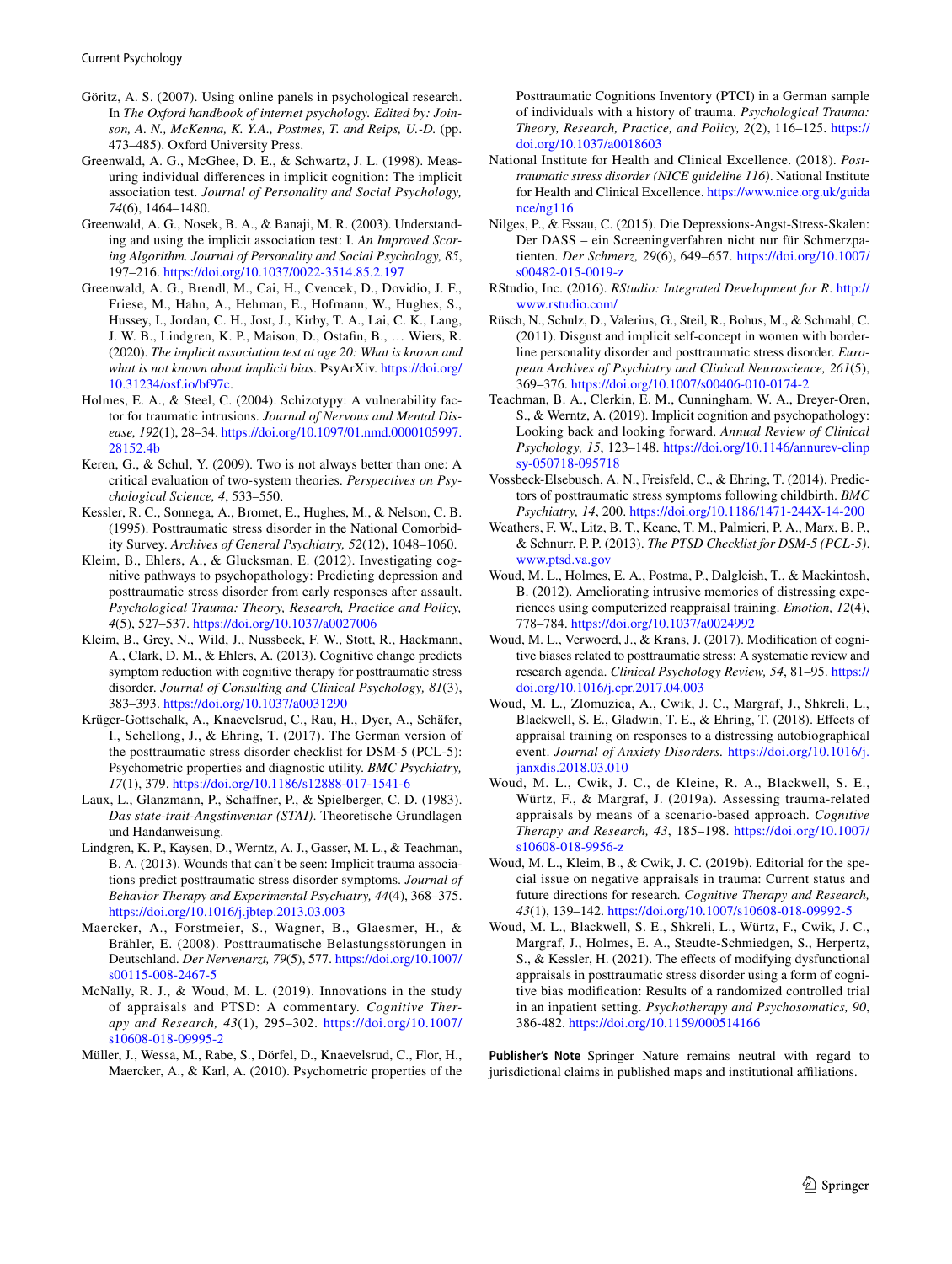Göritz, A. S. (2007). Using online panels in psychological research. In *The Oxford handbook of internet psychology. Edited by: Joinson, A. N., McKenna, K. Y.A., Postmes, T. and Reips, U.-D.* (pp. 473–485). Oxford University Press.

Greenwald, A. G., McGhee, D. E., & Schwartz, J. L. (1998). Measuring individual differences in implicit cognition: The implicit association test. *Journal of Personality and Social Psychology, 74*(6), 1464–1480.

Greenwald, A. G., Nosek, B. A., & Banaji, M. R. (2003). Understanding and using the implicit association test: I. *An Improved Scoring Algorithm. Journal of Personality and Social Psychology, 85*, 197–216. https://doi.org/10.1037/0022-3514.85.2.197

Greenwald, A. G., Brendl, M., Cai, H., Cvencek, D., Dovidio, J. F., Friese, M., Hahn, A., Hehman, E., Hofmann, W., Hughes, S., Hussey, I., Jordan, C. H., Jost, J., Kirby, T. A., Lai, C. K., Lang, J. W. B., Lindgren, K. P., Maison, D., Ostafin, B., … Wiers, R. (2020). *The implicit association test at age 20: What is known and what is not known about implicit bias*. PsyArXiv. https://doi.org/10.31234/osf.io/bf97c.

Holmes, E. A., & Steel, C. (2004). Schizotypy: A vulnerability factor for traumatic intrusions. *Journal of Nervous and Mental Disease, 192*(1), 28–34. https://doi.org/10.1097/01.nmd.0000105997.28152.4b

Keren, G., & Schul, Y. (2009). Two is not always better than one: A critical evaluation of two-system theories. *Perspectives on Psychological Science, 4*, 533–550.

Kessler, R. C., Sonnega, A., Bromet, E., Hughes, M., & Nelson, C. B. (1995). Posttraumatic stress disorder in the National Comorbidity Survey. *Archives of General Psychiatry, 52*(12), 1048–1060.

Kleim, B., Ehlers, A., & Glucksman, E. (2012). Investigating cognitive pathways to psychopathology: Predicting depression and posttraumatic stress disorder from early responses after assault. *Psychological Trauma: Theory, Research, Practice and Policy, 4*(5), 527–537. https://doi.org/10.1037/a0027006

Kleim, B., Grey, N., Wild, J., Nussbeck, F. W., Stott, R., Hackmann, A., Clark, D. M., & Ehlers, A. (2013). Cognitive change predicts symptom reduction with cognitive therapy for posttraumatic stress disorder. *Journal of Consulting and Clinical Psychology, 81*(3), 383–393. https://doi.org/10.1037/a0031290

Krüger-Gottschalk, A., Knaevelsrud, C., Rau, H., Dyer, A., Schäfer, I., Schellong, J., & Ehring, T. (2017). The German version of the posttraumatic stress disorder checklist for DSM-5 (PCL-5): Psychometric properties and diagnostic utility. *BMC Psychiatry, 17*(1), 379. https://doi.org/10.1186/s12888-017-1541-6

Laux, L., Glanzmann, P., Schaffner, P., & Spielberger, C. D. (1983). *Das state-trait-Angstinventar (STAI)*. Theoretische Grundlagen und Handanweisung.

Lindgren, K. P., Kaysen, D., Werntz, A. J., Gasser, M. L., & Teachman, B. A. (2013). Wounds that can't be seen: Implicit trauma associations predict posttraumatic stress disorder symptoms. *Journal of Behavior Therapy and Experimental Psychiatry, 44*(4), 368–375. https://doi.org/10.1016/j.jbtep.2013.03.003

Maercker, A., Forstmeier, S., Wagner, B., Glaesmer, H., & Brähler, E. (2008). Posttraumatische Belastungsstörungen in Deutschland. *Der Nervenarzt, 79*(5), 577. https://doi.org/10.1007/s00115-008-2467-5

McNally, R. J., & Woud, M. L. (2019). Innovations in the study of appraisals and PTSD: A commentary. *Cognitive Therapy and Research, 43*(1), 295–302. https://doi.org/10.1007/s10608-018-09995-2

Müller, J., Wessa, M., Rabe, S., Dörfel, D., Knaevelsrud, C., Flor, H., Maercker, A., & Karl, A. (2010). Psychometric properties of the Posttraumatic Cognitions Inventory (PTCI) in a German sample of individuals with a history of trauma. *Psychological Trauma: Theory, Research, Practice, and Policy, 2*(2), 116–125. https://doi.org/10.1037/a0018603

National Institute for Health and Clinical Excellence. (2018). *Posttraumatic stress disorder (NICE guideline 116)*. National Institute for Health and Clinical Excellence. https://www.nice.org.uk/guidance/ng116

Nilges, P., & Essau, C. (2015). Die Depressions-Angst-Stress-Skalen: Der DASS – ein Screeningverfahren nicht nur für Schmerzpatienten. *Der Schmerz, 29*(6), 649–657. https://doi.org/10.1007/s00482-015-0019-z

RStudio, Inc. (2016). *RStudio: Integrated Development for R*. http://www.rstudio.com/

Rüsch, N., Schulz, D., Valerius, G., Steil, R., Bohus, M., & Schmahl, C. (2011). Disgust and implicit self-concept in women with borderline personality disorder and posttraumatic stress disorder. *European Archives of Psychiatry and Clinical Neuroscience, 261*(5), 369–376. https://doi.org/10.1007/s00406-010-0174-2

Teachman, B. A., Clerkin, E. M., Cunningham, W. A., Dreyer-Oren, S., & Werntz, A. (2019). Implicit cognition and psychopathology: Looking back and looking forward. *Annual Review of Clinical Psychology, 15*, 123–148. https://doi.org/10.1146/annurev-clinpsy-050718-095718

Vossbeck-Elsebusch, A. N., Freisfeld, C., & Ehring, T. (2014). Predictors of posttraumatic stress symptoms following childbirth. *BMC Psychiatry, 14*, 200. https://doi.org/10.1186/1471-244X-14-200

Weathers, F. W., Litz, B. T., Keane, T. M., Palmieri, P. A., Marx, B. P., & Schnurr, P. P. (2013). *The PTSD Checklist for DSM-5 (PCL-5)*. www.ptsd.va.gov

Woud, M. L., Holmes, E. A., Postma, P., Dalgleish, T., & Mackintosh, B. (2012). Ameliorating intrusive memories of distressing experiences using computerized reappraisal training. *Emotion, 12*(4), 778–784. https://doi.org/10.1037/a0024992

Woud, M. L., Verwoerd, J., & Krans, J. (2017). Modification of cognitive biases related to posttraumatic stress: A systematic review and research agenda. *Clinical Psychology Review, 54*, 81–95. https://doi.org/10.1016/j.cpr.2017.04.003

Woud, M. L., Zlomuzica, A., Cwik, J. C., Margraf, J., Shkreli, L., Blackwell, S. E., Gladwin, T. E., & Ehring, T. (2018). Effects of appraisal training on responses to a distressing autobiographical event. *Journal of Anxiety Disorders.* https://doi.org/10.1016/j.janxdis.2018.03.010

Woud, M. L., Cwik, J. C., de Kleine, R. A., Blackwell, S. E., Würtz, F., & Margraf, J. (2019a). Assessing trauma-related appraisals by means of a scenario-based approach. *Cognitive Therapy and Research, 43*, 185–198. https://doi.org/10.1007/s10608-018-9956-z

Woud, M. L., Kleim, B., & Cwik, J. C. (2019b). Editorial for the special issue on negative appraisals in trauma: Current status and future directions for research. *Cognitive Therapy and Research, 43*(1), 139–142. https://doi.org/10.1007/s10608-018-09992-5

Woud, M. L., Blackwell, S. E., Shkreli, L., Würtz, F., Cwik, J. C., Margraf, J., Holmes, E. A., Steudte-Schmiedgen, S., Herpertz, S., & Kessler, H. (2021). The effects of modifying dysfunctional appraisals in posttraumatic stress disorder using a form of cognitive bias modification: Results of a randomized controlled trial in an inpatient setting. *Psychotherapy and Psychosomatics, 90*, 386-482. https://doi.org/10.1159/000514166

**Publisher's Note** Springer Nature remains neutral with regard to jurisdictional claims in published maps and institutional affiliations.